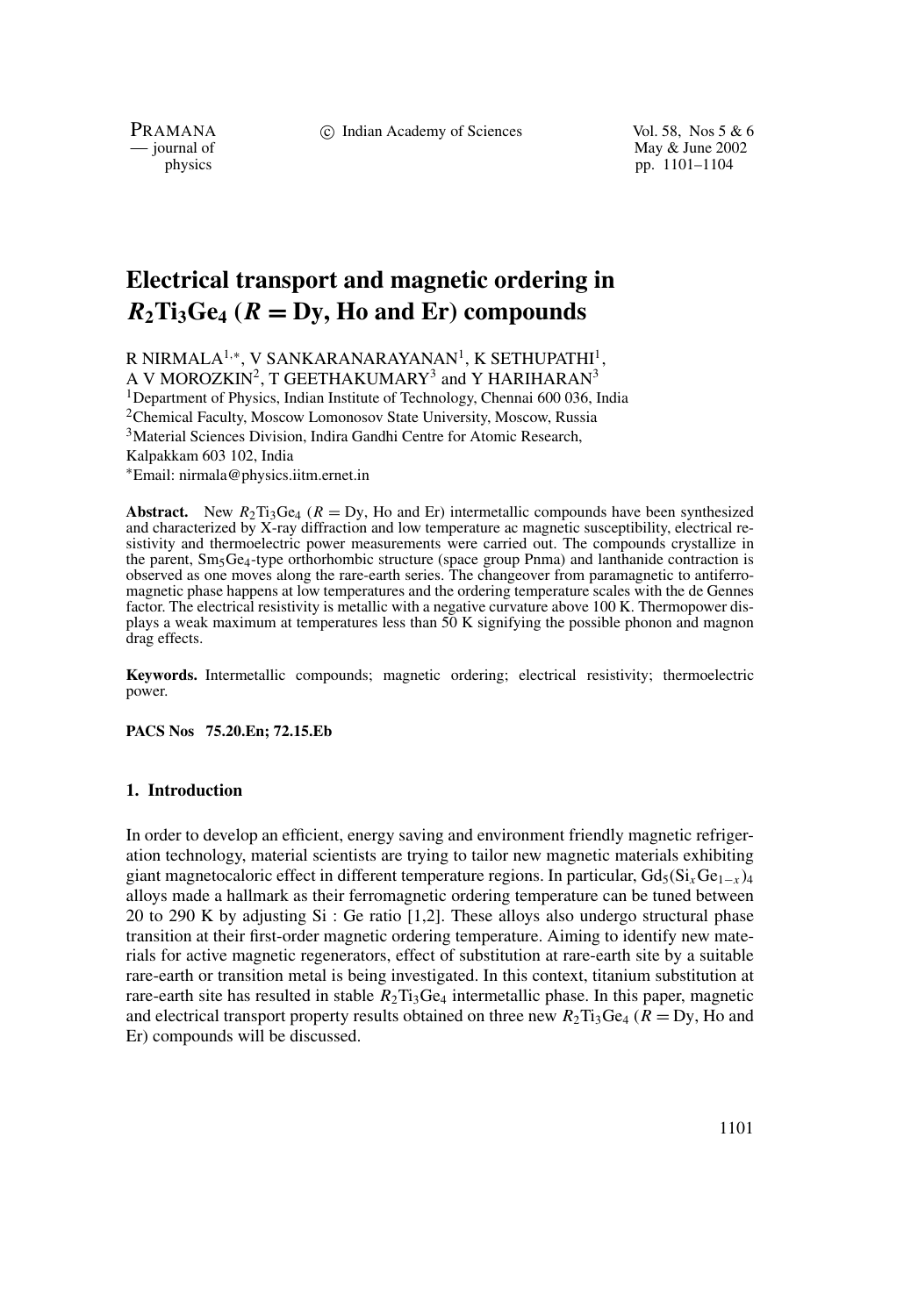# Electrical transport and magnetic ordering in $R_2Ti_3Ge_4$ ($R$ = Dy, Ho and Er) compounds

R NIRMALA[1,*], V SANKARANARAYANAN[1], K SETHUPATHI[1], A V MOROZKIN[2], T GEETHAKUMARY[3] and Y HARIHARAN[3]

[1]Department of Physics, Indian Institute of Technology, Chennai 600 036, India
[2]Chemical Faculty, Moscow Lomonosov State University, Moscow, Russia
[3]Material Sciences Division, Indira Gandhi Centre for Atomic Research, Kalpakkam 603 102, India
[*]Email: nirmala@physics.iitm.ernet.in

**Abstract.** New $R_2Ti_3Ge_4$ ($R$ = Dy, Ho and Er) intermetallic compounds have been synthesized and characterized by X-ray diffraction and low temperature ac magnetic susceptibility, electrical resistivity and thermoelectric power measurements were carried out. The compounds crystallize in the parent, $Sm_5Ge_4$-type orthorhombic structure (space group Pnma) and lanthanide contraction is observed as one moves along the rare-earth series. The changeover from paramagnetic to antiferromagnetic phase happens at low temperatures and the ordering temperature scales with the de Gennes factor. The electrical resistivity is metallic with a negative curvature above 100 K. Thermopower displays a weak maximum at temperatures less than 50 K signifying the possible phonon and magnon drag effects.

**Keywords.** Intermetallic compounds; magnetic ordering; electrical resistivity; thermoelectric power.

**PACS Nos** 75.20.En; 72.15.Eb

## 1. Introduction

In order to develop an efficient, energy saving and environment friendly magnetic refrigeration technology, material scientists are trying to tailor new magnetic materials exhibiting giant magnetocaloric effect in different temperature regions. In particular, $Gd_5(Si_xGe_{1-x})_4$ alloys made a hallmark as their ferromagnetic ordering temperature can be tuned between 20 to 290 K by adjusting Si : Ge ratio [1,2]. These alloys also undergo structural phase transition at their first-order magnetic ordering temperature. Aiming to identify new materials for active magnetic regenerators, effect of substitution at rare-earth site by a suitable rare-earth or transition metal is being investigated. In this context, titanium substitution at rare-earth site has resulted in stable $R_2Ti_3Ge_4$ intermetallic phase. In this paper, magnetic and electrical transport property results obtained on three new $R_2Ti_3Ge_4$ ($R$ = Dy, Ho and Er) compounds will be discussed.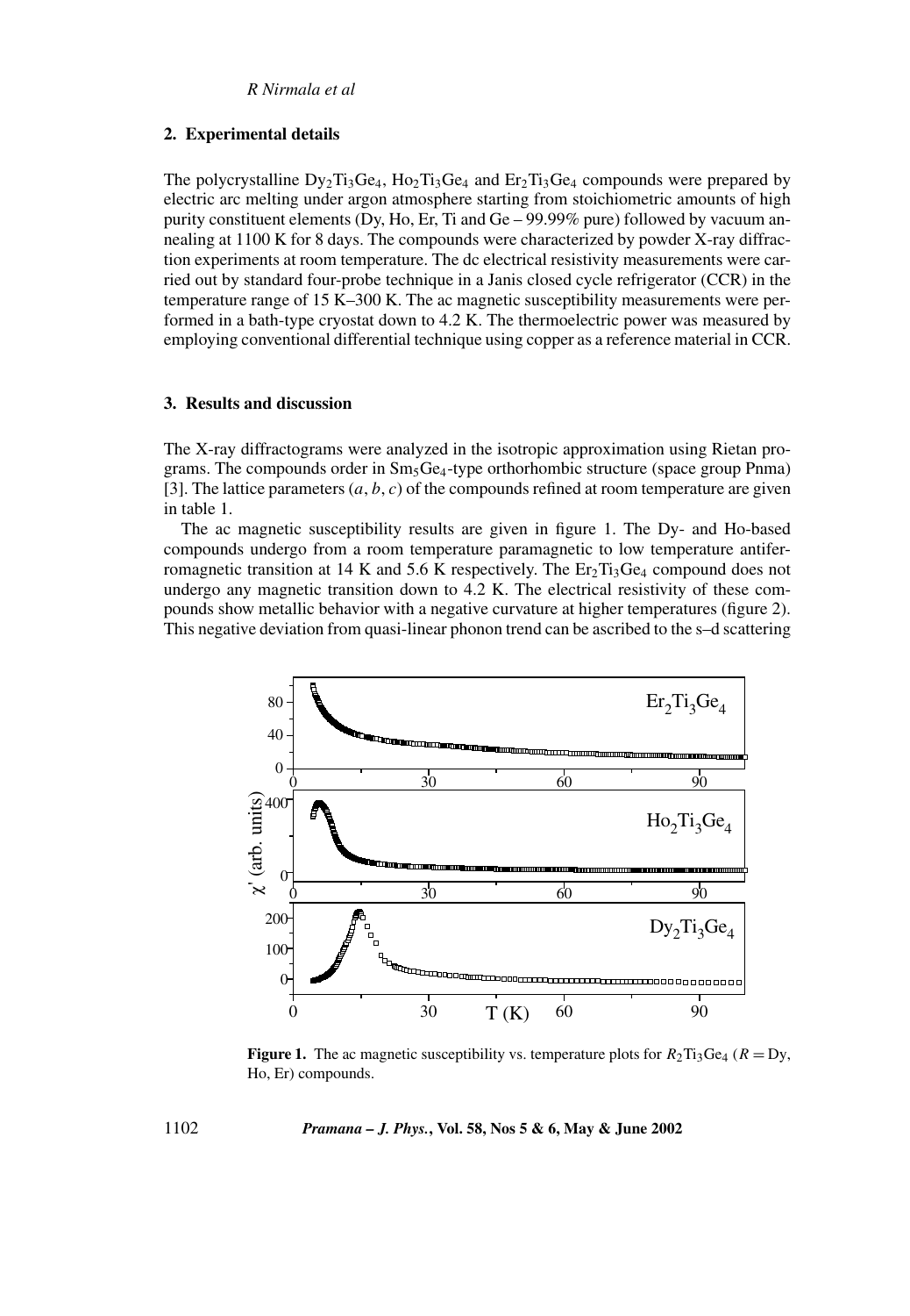## 2. Experimental details

The polycrystalline $Dy_2Ti_3Ge_4$, $Ho_2Ti_3Ge_4$ and $Er_2Ti_3Ge_4$ compounds were prepared by electric arc melting under argon atmosphere starting from stoichiometric amounts of high purity constituent elements (Dy, Ho, Er, Ti and Ge – 99.99% pure) followed by vacuum annealing at 1100 K for 8 days. The compounds were characterized by powder X-ray diffraction experiments at room temperature. The dc electrical resistivity measurements were carried out by standard four-probe technique in a Janis closed cycle refrigerator (CCR) in the temperature range of 15 K–300 K. The ac magnetic susceptibility measurements were performed in a bath-type cryostat down to 4.2 K. The thermoelectric power was measured by employing conventional differential technique using copper as a reference material in CCR.

## 3. Results and discussion

The X-ray diffractograms were analyzed in the isotropic approximation using Rietan programs. The compounds order in $Sm_5Ge_4$-type orthorhombic structure (space group Pnma) [3]. The lattice parameters ($a$, $b$, $c$) of the compounds refined at room temperature are given in table 1.

The ac magnetic susceptibility results are given in figure 1. The Dy- and Ho-based compounds undergo from a room temperature paramagnetic to low temperature antiferromagnetic transition at 14 K and 5.6 K respectively. The $Er_2Ti_3Ge_4$ compound does not undergo any magnetic transition down to 4.2 K. The electrical resistivity of these compounds show metallic behavior with a negative curvature at higher temperatures (figure 2). This negative deviation from quasi-linear phonon trend can be ascribed to the s–d scattering

$Er_2Ti_3Ge_4$

$Ho_2Ti_3Ge_4$

$Dy_2Ti_3Ge_4$

χ′ (arb. units)

T (K)

0 30 60 90

**Figure 1.** The ac magnetic susceptibility vs. temperature plots for $R_2Ti_3Ge_4$ ($R$ = Dy, Ho, Er) compounds.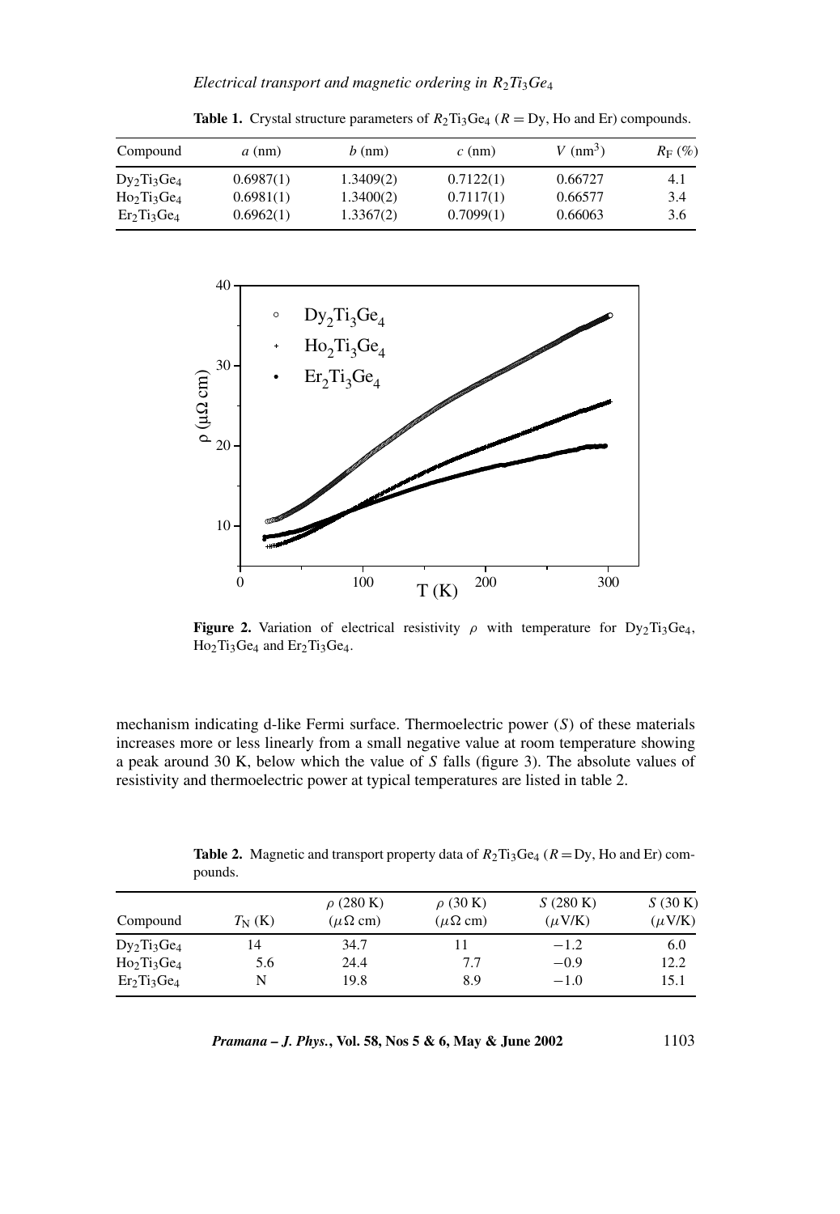**Table 1.** Crystal structure parameters of $R_2Ti_3Ge_4$ ($R$ = Dy, Ho and Er) compounds.

| Compound | $a$ (nm) | $b$ (nm) | $c$ (nm) | $V$ (nm$^3$) | $R_F$ (%) |
|---|---|---|---|---|---|
| $Dy_2Ti_3Ge_4$ | 0.6987(1) | 1.3409(2) | 0.7122(1) | 0.66727 | 4.1 |
| $Ho_2Ti_3Ge_4$ | 0.6981(1) | 1.3400(2) | 0.7117(1) | 0.66577 | 3.4 |
| $Er_2Ti_3Ge_4$ | 0.6962(1) | 1.3367(2) | 0.7099(1) | 0.66063 | 3.6 |

**Figure 2.** Variation of electrical resistivity $\rho$ with temperature for $Dy_2Ti_3Ge_4$, $Ho_2Ti_3Ge_4$ and $Er_2Ti_3Ge_4$.

mechanism indicating d-like Fermi surface. Thermoelectric power ($S$) of these materials increases more or less linearly from a small negative value at room temperature showing a peak around 30 K, below which the value of $S$ falls (figure 3). The absolute values of resistivity and thermoelectric power at typical temperatures are listed in table 2.

**Table 2.** Magnetic and transport property data of $R_2Ti_3Ge_4$ ($R$ = Dy, Ho and Er) compounds.

| Compound | $T_N$ (K) | $\rho$ (280 K) ($\mu\Omega$ cm) | $\rho$ (30 K) ($\mu\Omega$ cm) | $S$ (280 K) ($\mu$V/K) | $S$ (30 K) ($\mu$V/K) |
|---|---|---|---|---|---|
| $Dy_2Ti_3Ge_4$ | 14 | 34.7 | 11 | −1.2 | 6.0 |
| $Ho_2Ti_3Ge_4$ | 5.6 | 24.4 | 7.7 | −0.9 | 12.2 |
| $Er_2Ti_3Ge_4$ | N | 19.8 | 8.9 | −1.0 | 15.1 |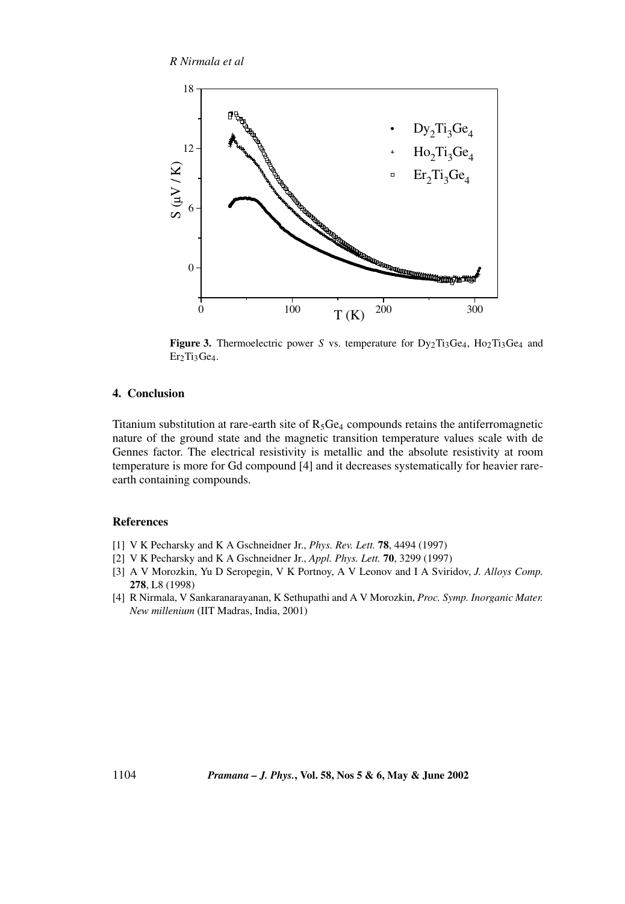18

12

6

0

S (μV / K)

0

100

200

300

T (K)

• $Dy_2Ti_3Ge_4$

+ $Ho_2Ti_3Ge_4$

□ $Er_2Ti_3Ge_4$

**Figure 3.** Thermoelectric power *S* vs. temperature for $Dy_2Ti_3Ge_4$, $Ho_2Ti_3Ge_4$ and $Er_2Ti_3Ge_4$.

## 4. Conclusion

Titanium substitution at rare-earth site of $R_5Ge_4$ compounds retains the antiferromagnetic nature of the ground state and the magnetic transition temperature values scale with de Gennes factor. The electrical resistivity is metallic and the absolute resistivity at room temperature is more for Gd compound [4] and it decreases systematically for heavier rare-earth containing compounds.

## References

[1] V K Pecharsky and K A Gschneidner Jr., *Phys. Rev. Lett.* **78**, 4494 (1997)

[2] V K Pecharsky and K A Gschneidner Jr., *Appl. Phys. Lett.* **70**, 3299 (1997)

[3] A V Morozkin, Yu D Seropegin, V K Portnoy, A V Leonov and I A Sviridov, *J. Alloys Comp.* **278**, L8 (1998)

[4] R Nirmala, V Sankaranarayanan, K Sethupathi and A V Morozkin, *Proc. Symp. Inorganic Mater. New millenium* (IIT Madras, India, 2001)